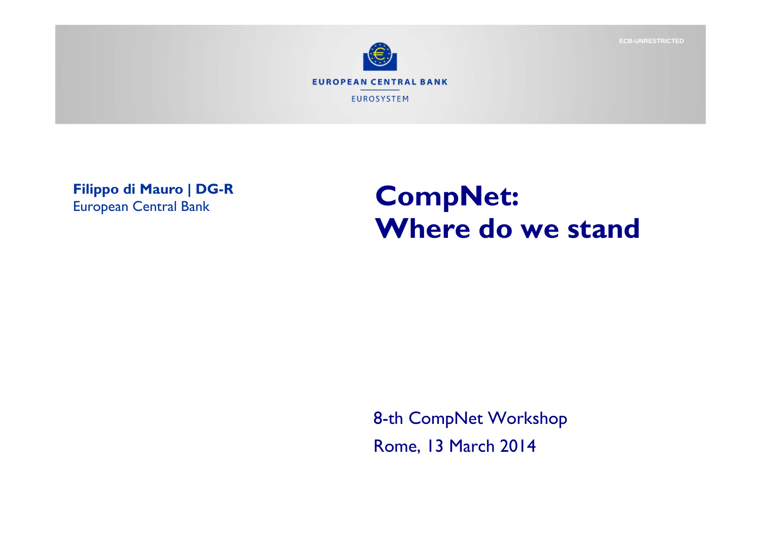ECB-UNRESTRICTED

EUROPEAN CENTRAL BANK

EUROSYSTEM

**Filippo di Mauro | DG-R**
European Central Bank

# CompNet: Where do we stand

8-th CompNet Workshop

Rome, 13 March 2014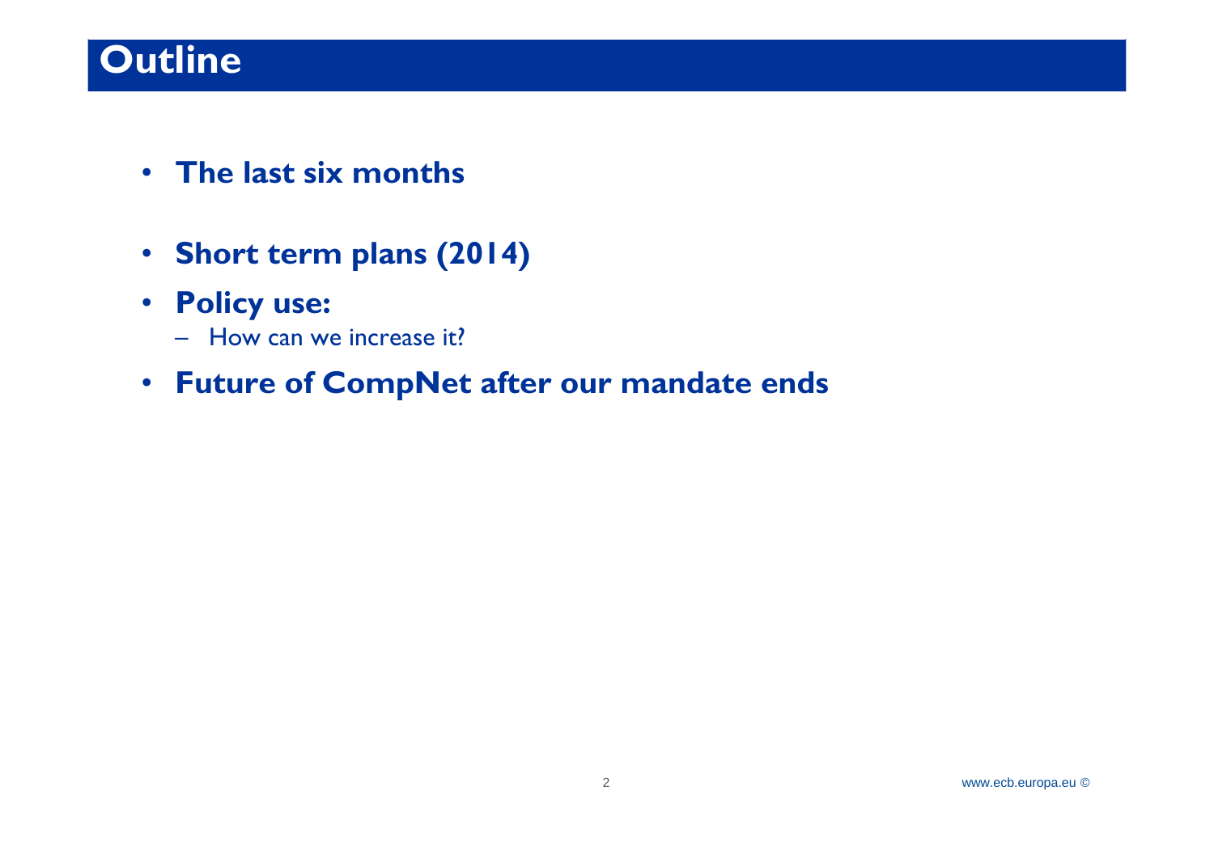# Outline

- **The last six months**
- **Short term plans (2014)**
- **Policy use:**
  - How can we increase it?
- **Future of CompNet after our mandate ends**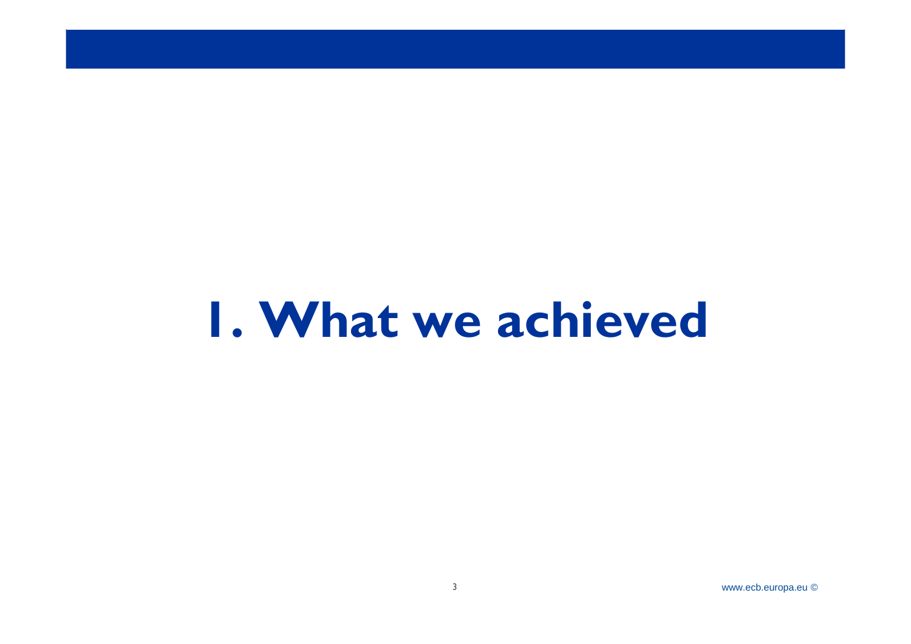# 1. What we achieved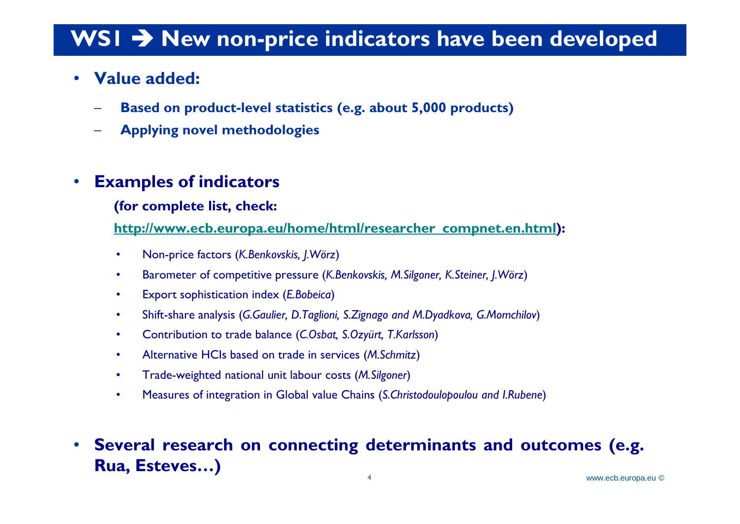# WS1 → New non-price indicators have been developed

- **Value added:**
  - **Based on product-level statistics (e.g. about 5,000 products)**
  - **Applying novel methodologies**

- **Examples of indicators**

  **(for complete list, check:**

  **[http://www.ecb.europa.eu/home/html/researcher_compnet.en.html](http://www.ecb.europa.eu/home/html/researcher_compnet.en.html)):**

  - Non-price factors (*K.Benkovskis, J.Wörz*)
  - Barometer of competitive pressure (*K.Benkovskis, M.Silgoner, K.Steiner, J.Wörz*)
  - Export sophistication index (*E.Bobeica*)
  - Shift-share analysis (*G.Gaulier, D.Taglioni, S.Zignago and M.Dyadkova, G.Momchilov*)
  - Contribution to trade balance (*C.Osbat, S.Ozyürt, T.Karlsson*)
  - Alternative HCIs based on trade in services (*M.Schmitz*)
  - Trade-weighted national unit labour costs (*M.Silgoner*)
  - Measures of integration in Global value Chains (*S.Christodoulopoulou and I.Rubene*)

- **Several research on connecting determinants and outcomes (e.g. Rua, Esteves…)**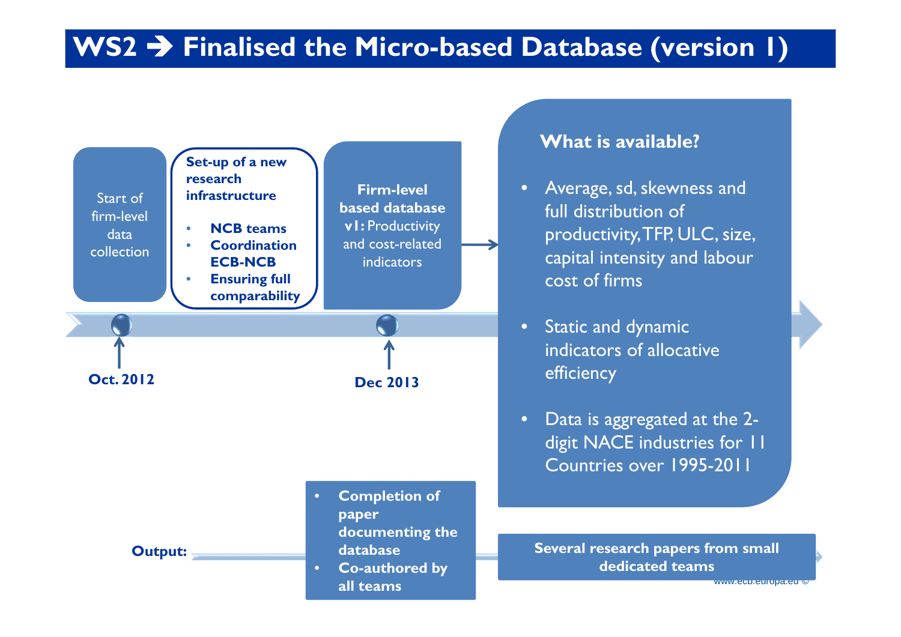# WS2 → Finalised the Micro-based Database (version 1)

Start of firm-level data collection

**Set-up of a new research infrastructure**

- **NCB teams**
- **Coordination ECB-NCB**
- **Ensuring full comparability**

**Firm-level based database v1:** Productivity and cost-related indicators

**Oct. 2012**

**Dec 2013**

**What is available?**

- Average, sd, skewness and full distribution of productivity, TFP, ULC, size, capital intensity and labour cost of firms
- Static and dynamic indicators of allocative efficiency
- Data is aggregated at the 2-digit NACE industries for 11 Countries over 1995-2011

**Output:**

- **Completion of paper documenting the database**
- **Co-authored by all teams**

**Several research papers from small dedicated teams**

www.ecb.europa.eu ©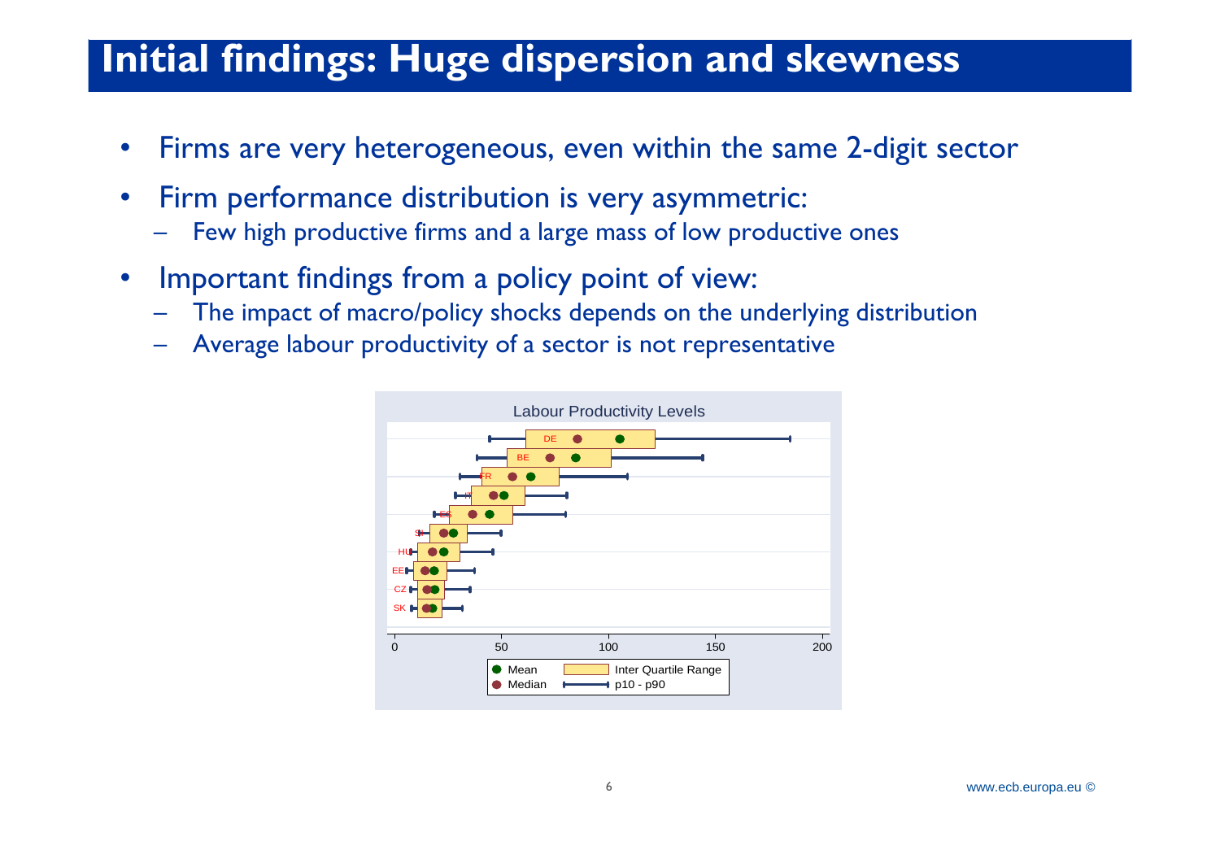# Initial findings: Huge dispersion and skewness

- Firms are very heterogeneous, even within the same 2-digit sector
- Firm performance distribution is very asymmetric:
  - Few high productive firms and a large mass of low productive ones
- Important findings from a policy point of view:
  - The impact of macro/policy shocks depends on the underlying distribution
  - Average labour productivity of a sector is not representative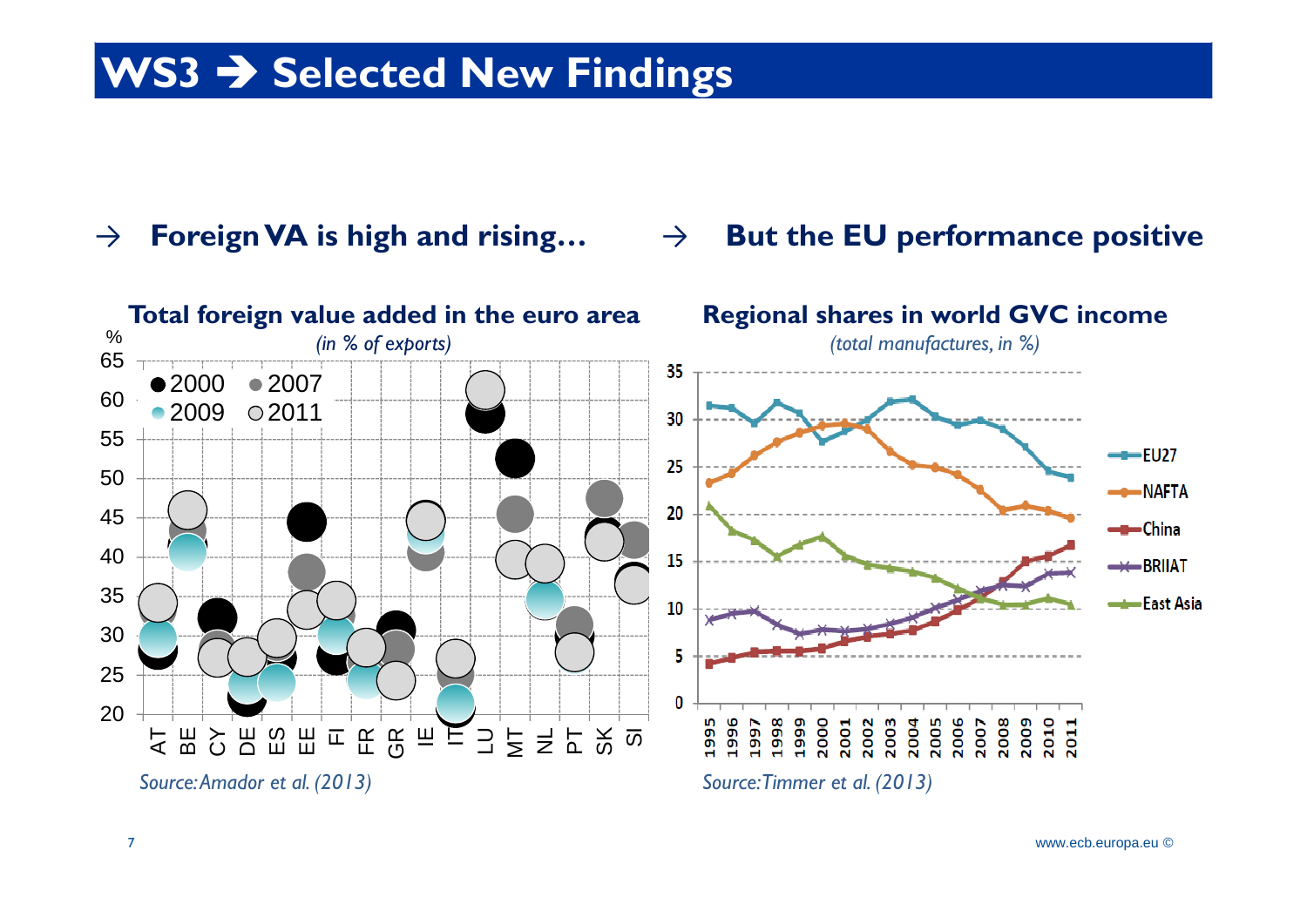# WS3 → Selected New Findings

→ **Foreign VA is high and rising…**

→ **But the EU performance positive**

**Total foreign value added in the euro area**

*(in % of exports)*

%

65
60
55
50
45
40
35
30
25
20

● 2000 ● 2007 ● 2009 ○ 2011

AT BE CY DE ES EE FI FR GR IE IT LU MT NL PT SK SI

*Source: Amador et al. (2013)*

**Regional shares in world GVC income**

*(total manufactures, in %)*

35
30
25
20
15
10
5
0

1995 1996 1997 1998 1999 2000 2001 2002 2003 2004 2005 2006 2007 2008 2009 2010 2011

EU27
NAFTA
China
BRIIAT
East Asia

*Source: Timmer et al. (2013)*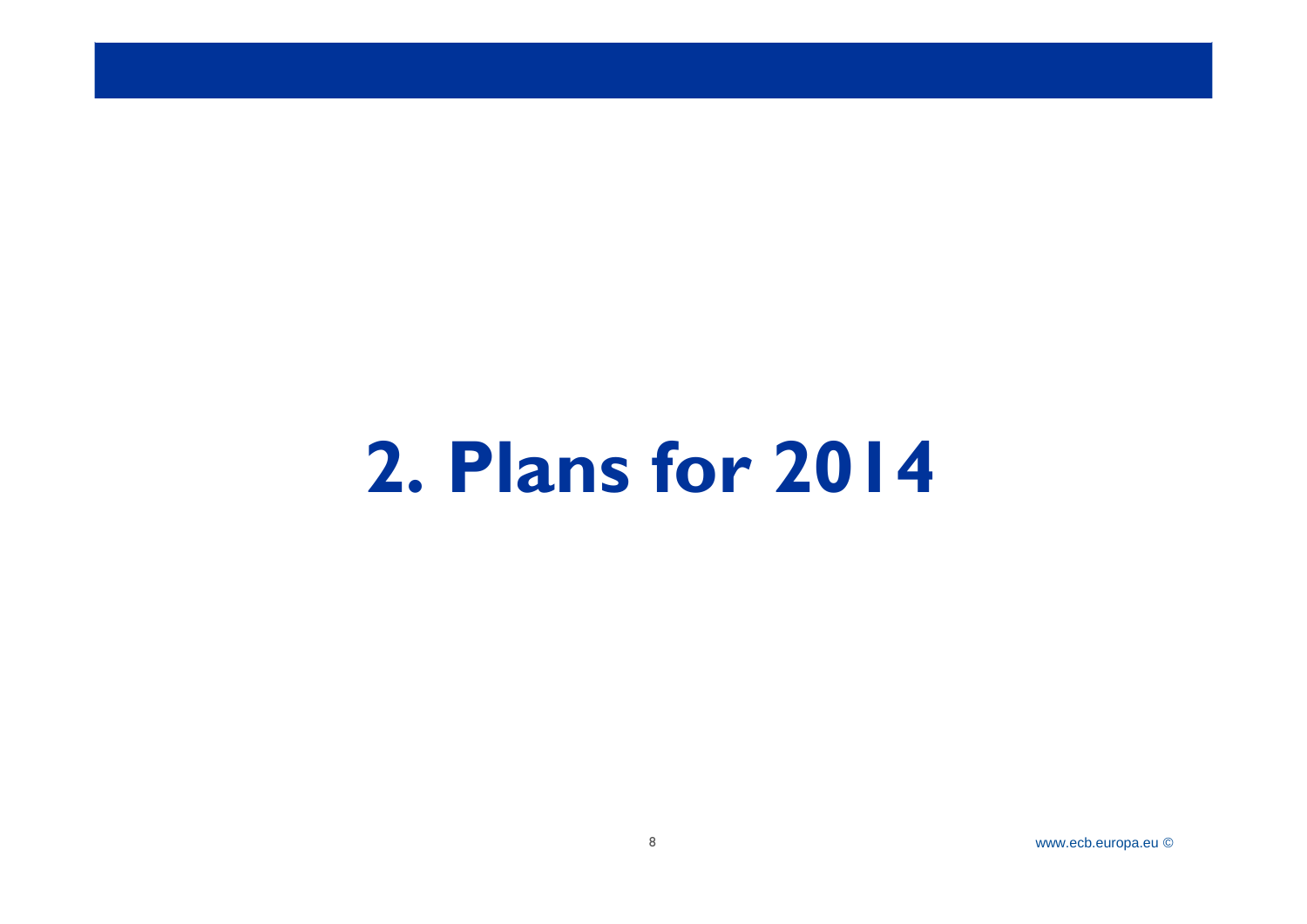# 2. Plans for 2014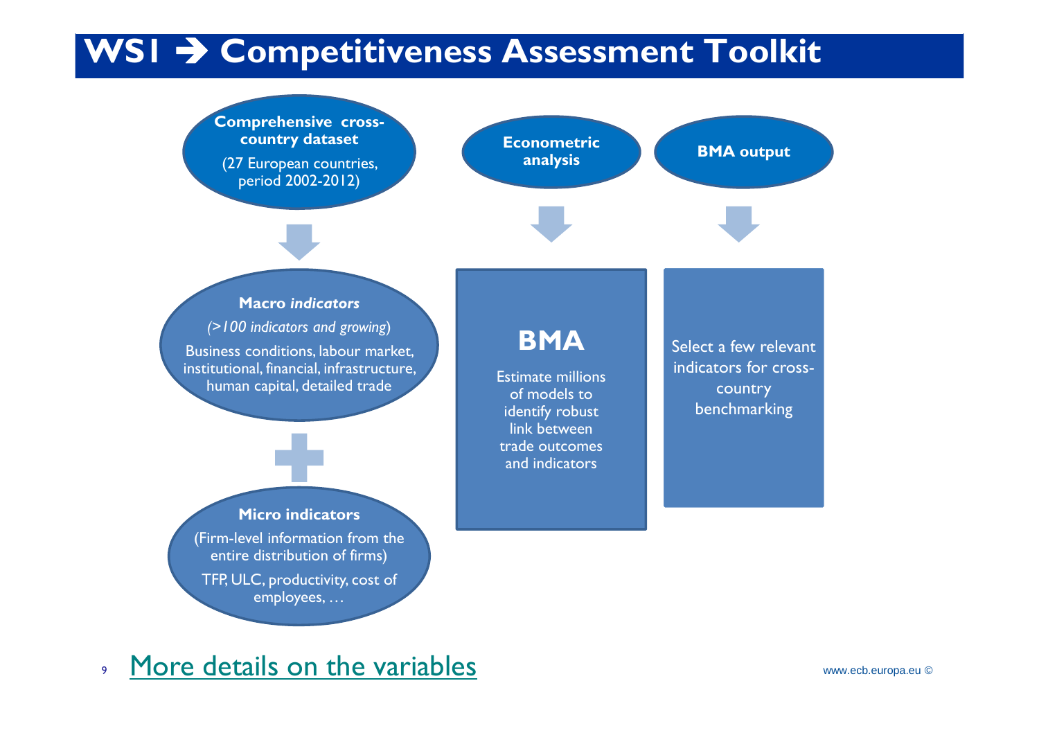# WS1 ➔ Competitiveness Assessment Toolkit

**Comprehensive cross-country dataset**

(27 European countries, period 2002-2012)

**Macro *indicators***

*(>100 indicators and growing)*

Business conditions, labour market, institutional, financial, infrastructure, human capital, detailed trade

+

**Micro indicators**

(Firm-level information from the entire distribution of firms)

TFP, ULC, productivity, cost of employees, …

**Econometric analysis**

**BMA**

Estimate millions of models to identify robust link between trade outcomes and indicators

**BMA output**

Select a few relevant indicators for cross-country benchmarking

[More details on the variables]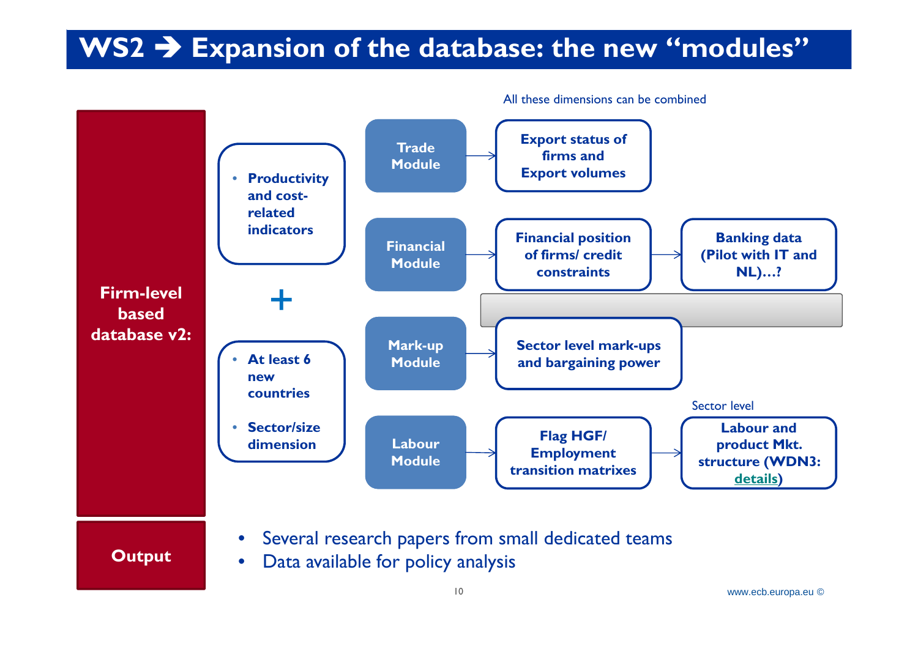# WS2 ➔ Expansion of the database: the new "modules"

All these dimensions can be combined

**Firm-level based database v2:**

- **Productivity and cost-related indicators**

**+**

- **At least 6 new countries**
- **Sector/size dimension**

**Trade Module** → **Export status of firms and Export volumes**

**Financial Module** → **Financial position of firms/ credit constraints** → **Banking data (Pilot with IT and NL)…?**

**Mark-up Module** → **Sector level mark-ups and bargaining power**

**Labour Module** → **Flag HGF/ Employment transition matrixes** → **Labour and product Mkt. structure (WDN3: details)** (Sector level)

**Output**

- Several research papers from small dedicated teams
- Data available for policy analysis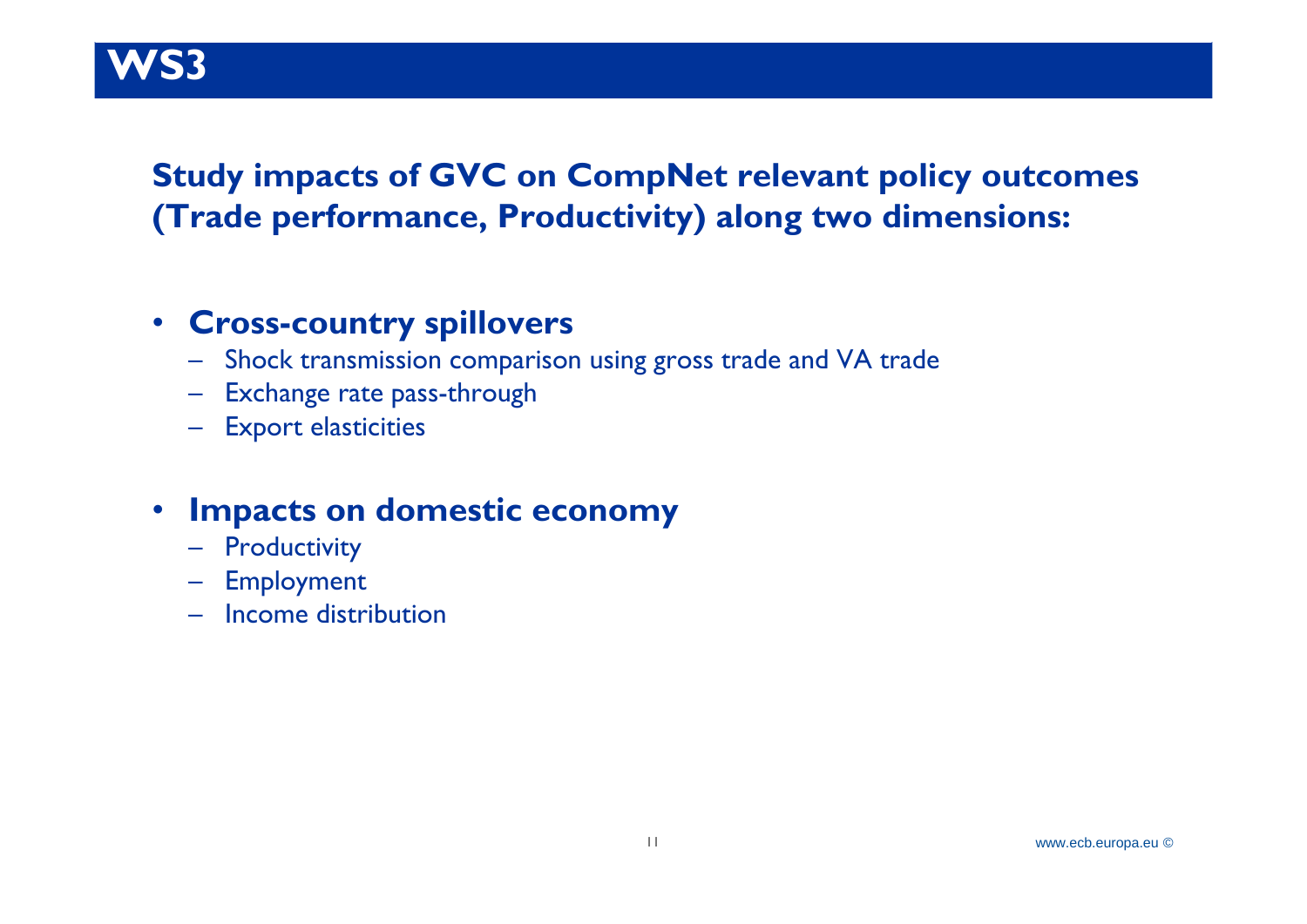# WS3

## Study impacts of GVC on CompNet relevant policy outcomes (Trade performance, Productivity) along two dimensions:

- **Cross-country spillovers**
  - Shock transmission comparison using gross trade and VA trade
  - Exchange rate pass-through
  - Export elasticities
- **Impacts on domestic economy**
  - Productivity
  - Employment
  - Income distribution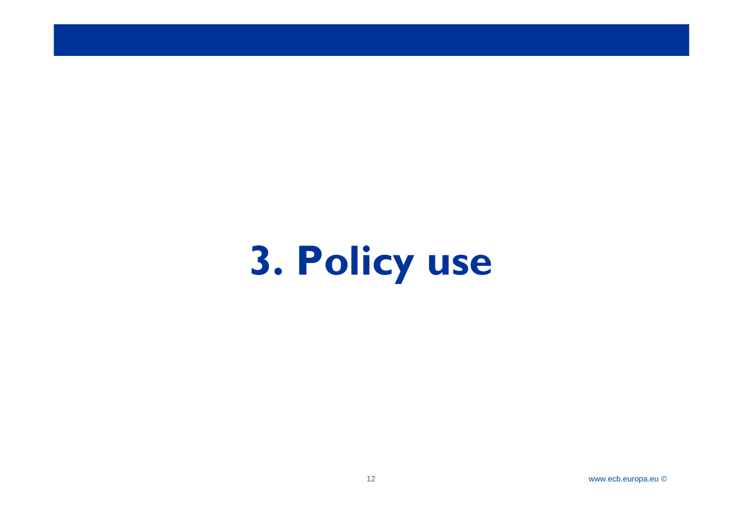# 3. Policy use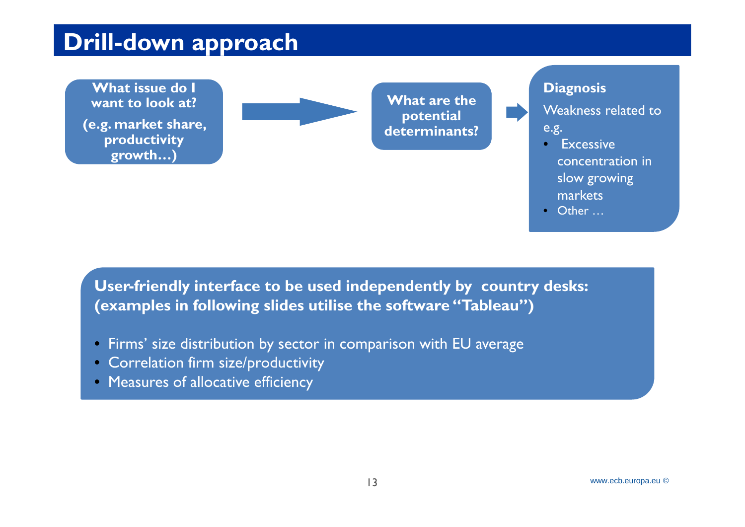# Drill-down approach

**What issue do I want to look at?**
**(e.g. market share, productivity growth…)**

→

**What are the potential determinants?**

→

**Diagnosis**

Weakness related to e.g.

- Excessive concentration in slow growing markets
- Other …

**User-friendly interface to be used independently by country desks: (examples in following slides utilise the software "Tableau")**

- Firms' size distribution by sector in comparison with EU average
- Correlation firm size/productivity
- Measures of allocative efficiency

www.ecb.europa.eu ©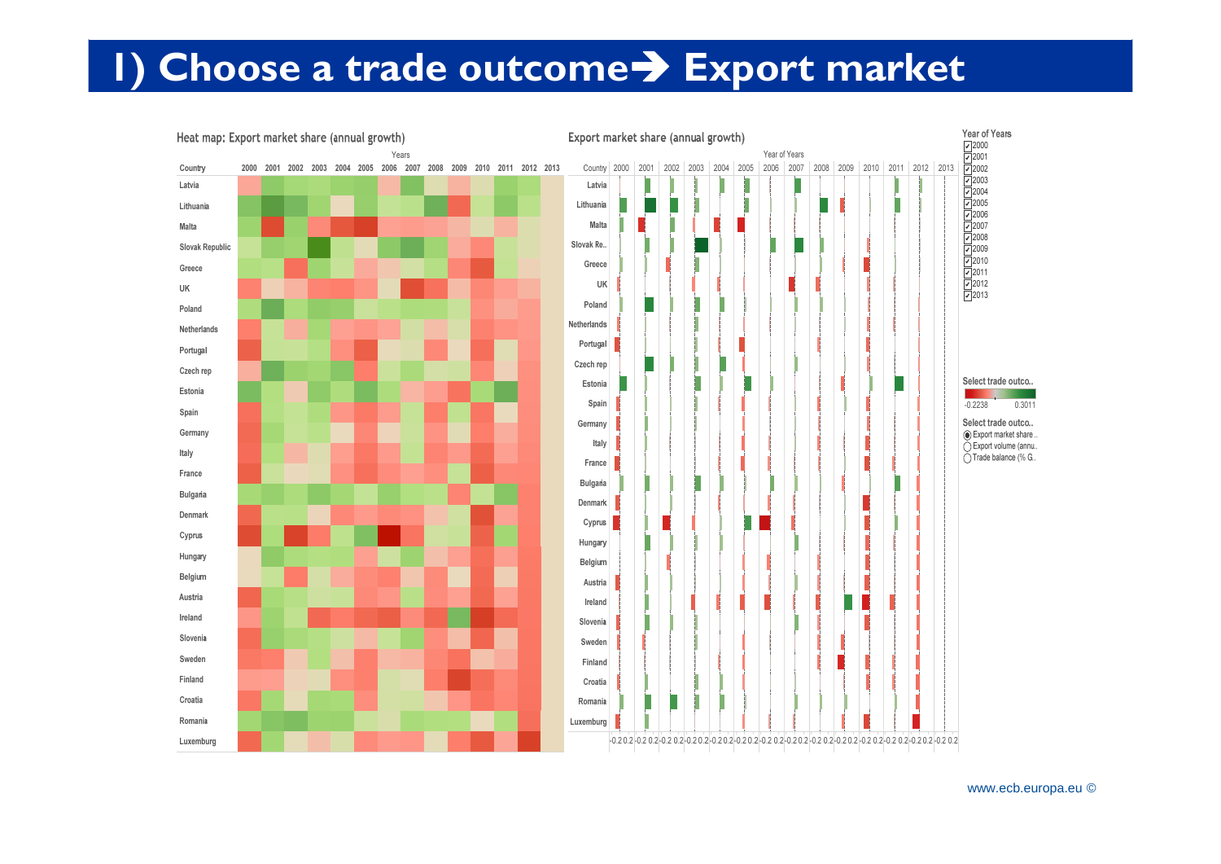# 1) Choose a trade outcome → Export market

Heat map: Export market share (annual growth)

Export market share (annual growth)

Year of Years: 2000, 2001, 2002, 2003, 2004, 2005, 2006, 2007, 2008, 2009, 2010, 2011, 2012, 2013

Select trade outco..: -0.2238 to 0.3011

Select trade outco..
- Export market share..
- Export volume (annu..
- Trade balance (% G..

Countries: Latvia, Lithuania, Malta, Slovak Republic, Greece, UK, Poland, Netherlands, Portugal, Czech rep, Estonia, Spain, Germany, Italy, France, Bulgaria, Denmark, Cyprus, Hungary, Belgium, Austria, Ireland, Slovenia, Sweden, Finland, Croatia, Romania, Luxemburg

www.ecb.europa.eu ©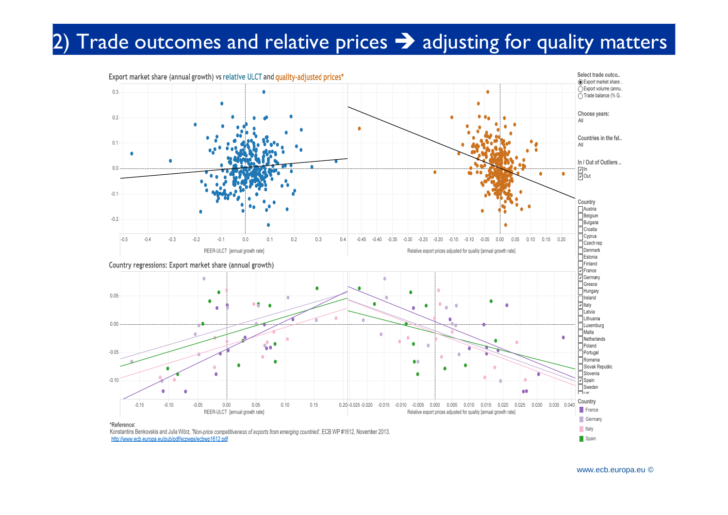# 2) Trade outcomes and relative prices ➔ adjusting for quality matters

Export market share (annual growth) vs relative ULCT and quality-adjusted prices*

REER-ULCT [annual growth rate]

Relative export prices adjusted for quality [annual growth rate]

Select trade outco..
- Export market share ..
- Export volume (annu..
- Trade balance (% G..

Choose years:
All

Countries in the ful..
All

In / Out of Outliers ..
- In
- Out

Country
- Austria
- Belgium
- Bulgaria
- Croatia
- Cyprus
- Czech rep
- Denmark
- Estonia
- Finland
- France
- Germany
- Greece
- Hungary
- Ireland
- Italy
- Latvia
- Lithuania
- Luxembourg
- Malta
- Netherlands
- Poland
- Portugal
- Romania
- Slovak Republic
- Slovenia
- Spain
- Sweden

Country regressions: Export market share (annual growth)

REER-ULCT [annual growth rate]

Relative export prices adjusted for quality [annual growth rate]

Country
- France
- Germany
- Italy
- Spain

*Reference:
Konstantins Benkovskis and Julia Wörz, *"Non-price competitiveness of exports from emerging countries"*, ECB WP #1612, November 2013.
http://www.ecb.europa.eu/pub/pdf/scpwps/ecbwp1612.pdf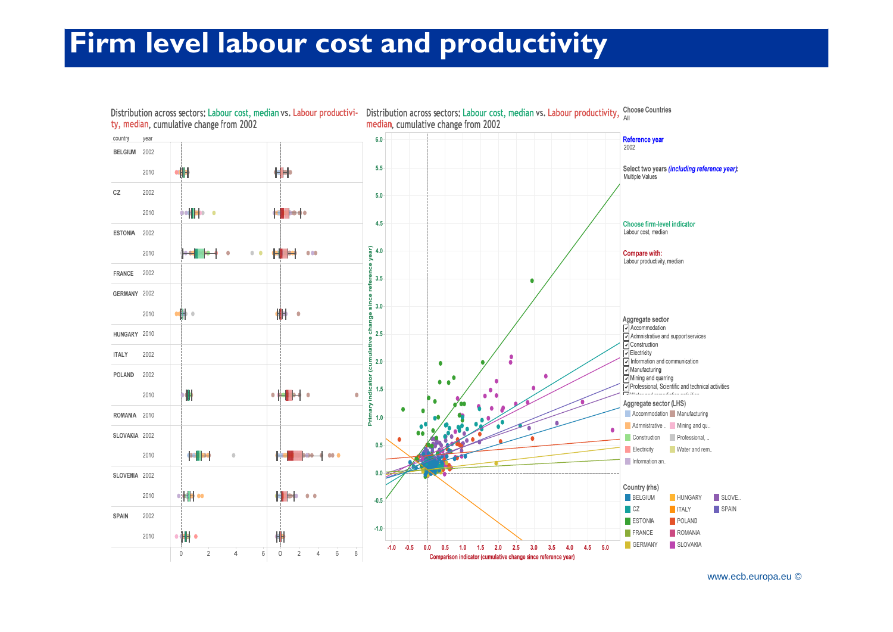# Firm level labour cost and productivity

Distribution across sectors: Labour cost, median vs. Labour productivity, median, cumulative change from 2002

| country | year |
|---|---|
| BELGIUM | 2002 |
| | 2010 |
| CZ | 2002 |
| | 2010 |
| ESTONIA | 2002 |
| | 2010 |
| FRANCE | 2002 |
| GERMANY | 2002 |
| | 2010 |
| HUNGARY | 2010 |
| ITALY | 2002 |
| POLAND | 2002 |
| | 2010 |
| ROMANIA | 2010 |
| SLOVAKIA | 2002 |
| | 2010 |
| SLOVENIA | 2002 |
| | 2010 |
| SPAIN | 2002 |
| | 2010 |

Distribution across sectors: Labour cost, median vs. Labour productivity, median, cumulative change from 2002

Primary indicator (cumulative change since reference year)

Comparison indicator (cumulative change since reference year)

Choose Countries
All

Reference year
2002

Select two years *(including reference year)*:
Multiple Values

Choose firm-level indicator
Labour cost, median

Compare with:
Labour productivity, median

Aggregate sector
- Accommodation
- Administrative and support services
- Construction
- Electricity
- Information and communication
- Manufacturing
- Mining and quarring
- Professional, Scientific and technical activities
- Water and remediation activities

Aggregate sector (LHS)
- Accommodation
- Manufacturing
- Administrative ..
- Mining and qu..
- Construction
- Professional, ..
- Electricity
- Water and rem..
- Information an..

Country (rhs)
- BELGIUM
- HUNGARY
- SLOVE..
- CZ
- ITALY
- SPAIN
- ESTONIA
- POLAND
- FRANCE
- ROMANIA
- GERMANY
- SLOVAKIA

www.ecb.europa.eu ©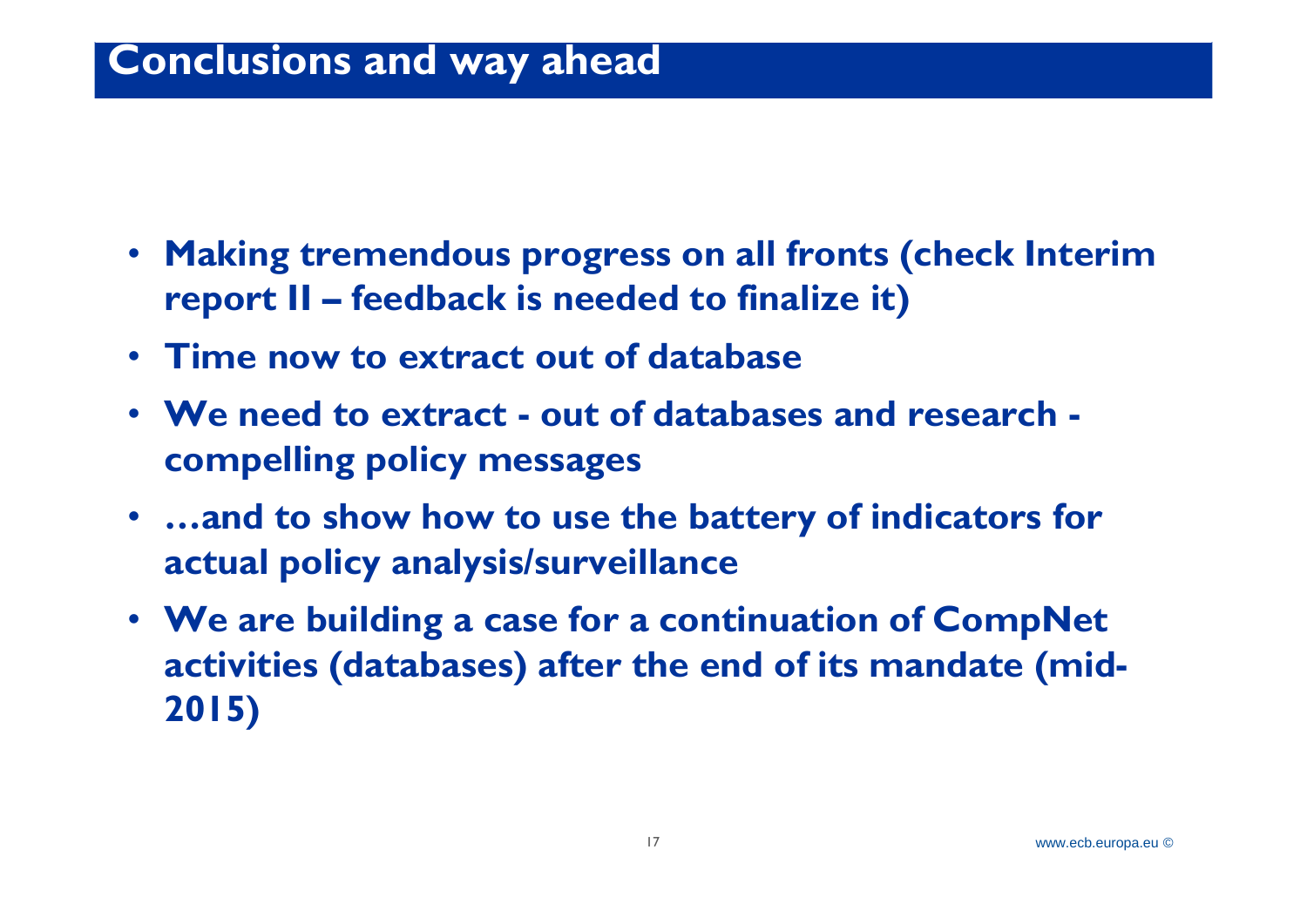# Conclusions and way ahead

- **Making tremendous progress on all fronts (check Interim report II – feedback is needed to finalize it)**
- **Time now to extract out of database**
- **We need to extract - out of databases and research - compelling policy messages**
- **…and to show how to use the battery of indicators for actual policy analysis/surveillance**
- **We are building a case for a continuation of CompNet activities (databases) after the end of its mandate (mid-2015)**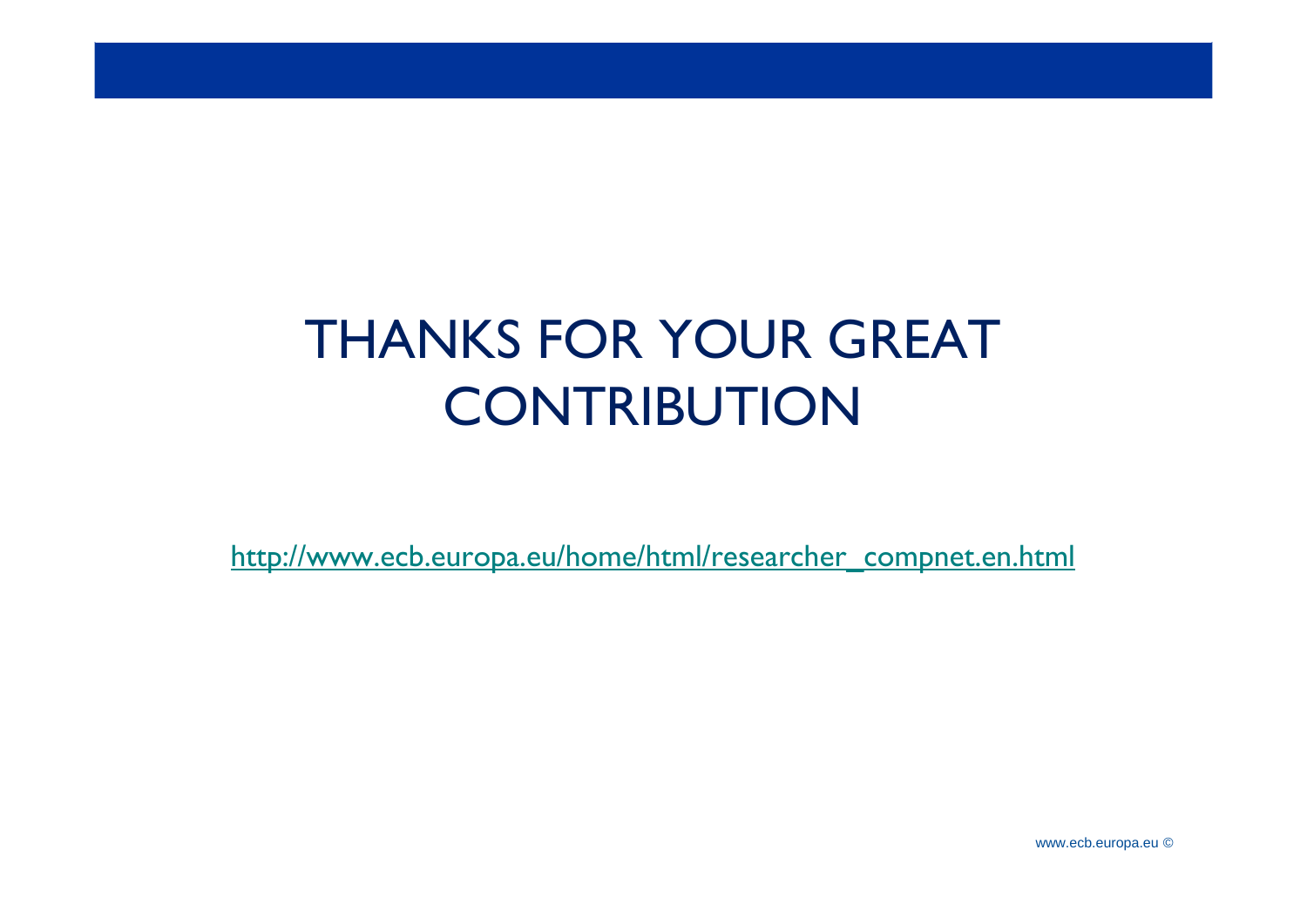# THANKS FOR YOUR GREAT CONTRIBUTION

http://www.ecb.europa.eu/home/html/researcher_compnet.en.html